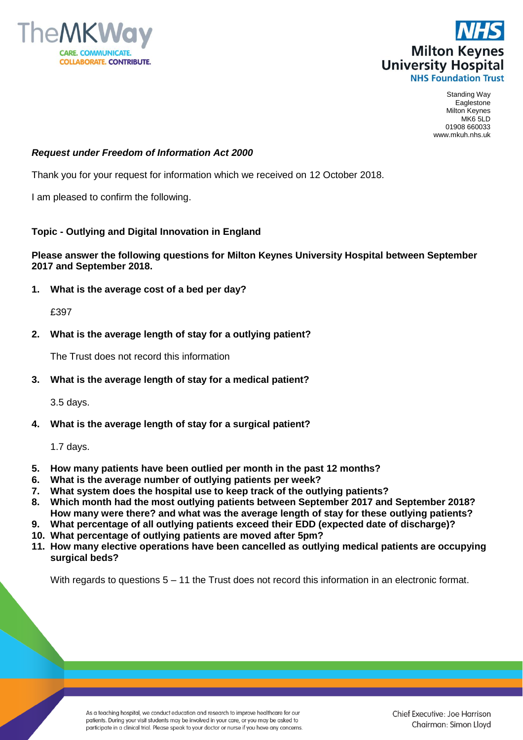TheMKWay

CARE. COMMUNICATE. COLLABORATE. CONTRIBUTE.

NHS
Milton Keynes University Hospital
NHS Foundation Trust

Standing Way
Eaglestone
Milton Keynes
MK6 5LD
01908 660033
www.mkuh.nhs.uk

***Request under Freedom of Information Act 2000***

Thank you for your request for information which we received on 12 October 2018.

I am pleased to confirm the following.

**Topic - Outlying and Digital Innovation in England**

**Please answer the following questions for Milton Keynes University Hospital between September 2017 and September 2018.**

1. **What is the average cost of a bed per day?**

   £397

2. **What is the average length of stay for a outlying patient?**

   The Trust does not record this information

3. **What is the average length of stay for a medical patient?**

   3.5 days.

4. **What is the average length of stay for a surgical patient?**

   1.7 days.

5. **How many patients have been outlied per month in the past 12 months?**
6. **What is the average number of outlying patients per week?**
7. **What system does the hospital use to keep track of the outlying patients?**
8. **Which month had the most outlying patients between September 2017 and September 2018? How many were there? and what was the average length of stay for these outlying patients?**
9. **What percentage of all outlying patients exceed their EDD (expected date of discharge)?**
10. **What percentage of outlying patients are moved after 5pm?**
11. **How many elective operations have been cancelled as outlying medical patients are occupying surgical beds?**

    With regards to questions 5 – 11 the Trust does not record this information in an electronic format.

As a teaching hospital, we conduct education and research to improve healthcare for our patients. During your visit students may be involved in your care, or you may be asked to participate in a clinical trial. Please speak to your doctor or nurse if you have any concerns.

Chief Executive: Joe Harrison
Chairman: Simon Lloyd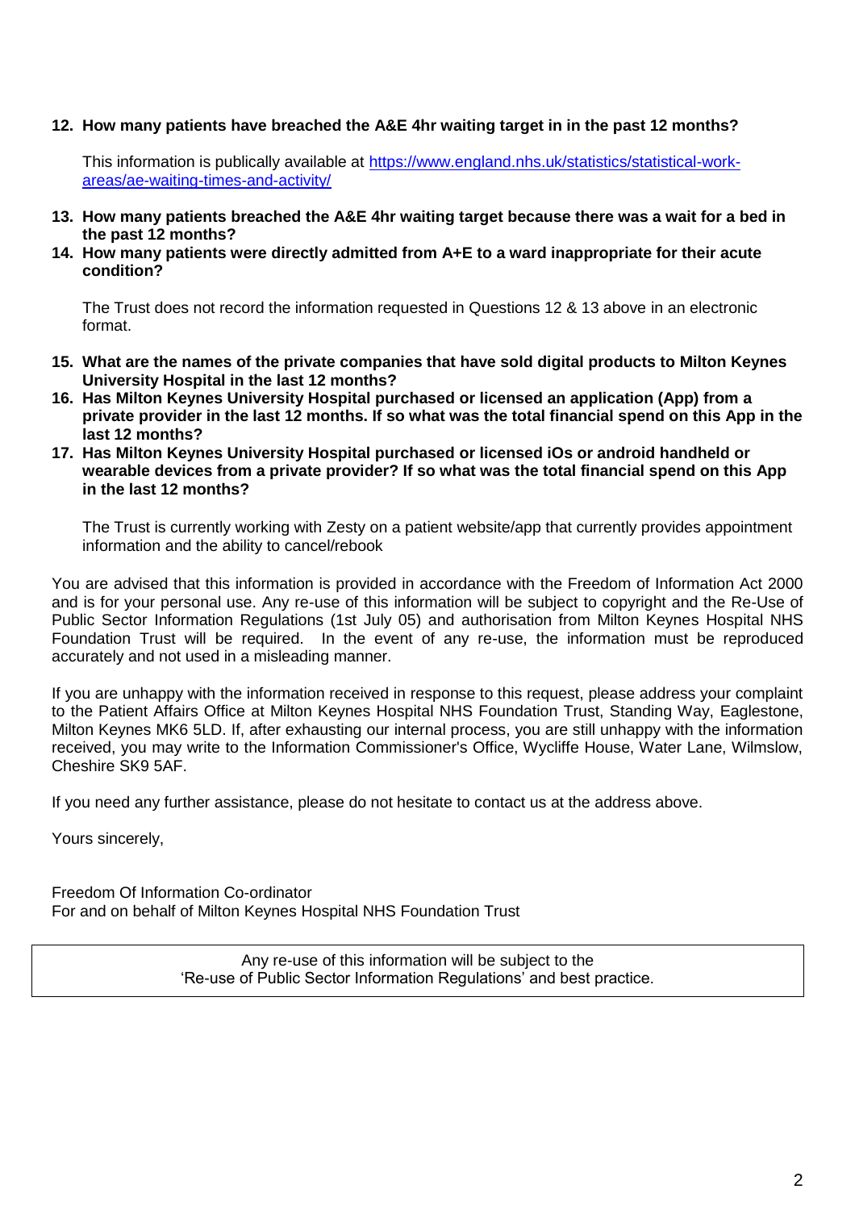**12. How many patients have breached the A&E 4hr waiting target in in the past 12 months?**

This information is publically available at [https://www.england.nhs.uk/statistics/statistical-work-areas/ae-waiting-times-and-activity/](https://www.england.nhs.uk/statistics/statistical-work-areas/ae-waiting-times-and-activity/)

**13. How many patients breached the A&E 4hr waiting target because there was a wait for a bed in the past 12 months?**

**14. How many patients were directly admitted from A+E to a ward inappropriate for their acute condition?**

The Trust does not record the information requested in Questions 12 & 13 above in an electronic format.

**15. What are the names of the private companies that have sold digital products to Milton Keynes University Hospital in the last 12 months?**

**16. Has Milton Keynes University Hospital purchased or licensed an application (App) from a private provider in the last 12 months. If so what was the total financial spend on this App in the last 12 months?**

**17. Has Milton Keynes University Hospital purchased or licensed iOs or android handheld or wearable devices from a private provider? If so what was the total financial spend on this App in the last 12 months?**

The Trust is currently working with Zesty on a patient website/app that currently provides appointment information and the ability to cancel/rebook

You are advised that this information is provided in accordance with the Freedom of Information Act 2000 and is for your personal use. Any re-use of this information will be subject to copyright and the Re-Use of Public Sector Information Regulations (1st July 05) and authorisation from Milton Keynes Hospital NHS Foundation Trust will be required. In the event of any re-use, the information must be reproduced accurately and not used in a misleading manner.

If you are unhappy with the information received in response to this request, please address your complaint to the Patient Affairs Office at Milton Keynes Hospital NHS Foundation Trust, Standing Way, Eaglestone, Milton Keynes MK6 5LD. If, after exhausting our internal process, you are still unhappy with the information received, you may write to the Information Commissioner's Office, Wycliffe House, Water Lane, Wilmslow, Cheshire SK9 5AF.

If you need any further assistance, please do not hesitate to contact us at the address above.

Yours sincerely,

Freedom Of Information Co-ordinator
For and on behalf of Milton Keynes Hospital NHS Foundation Trust

Any re-use of this information will be subject to the
'Re-use of Public Sector Information Regulations' and best practice.